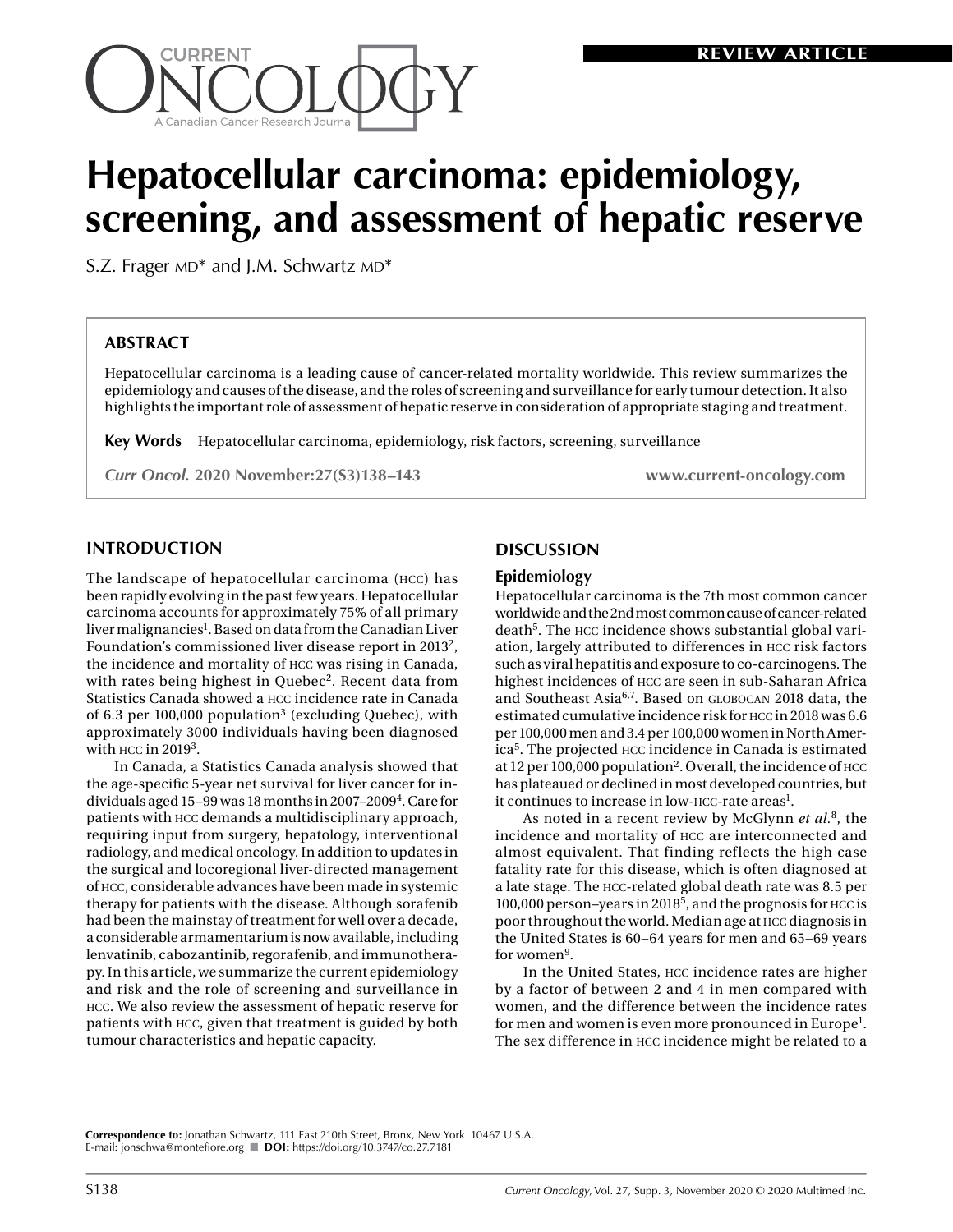# Hepatocellular carcinoma: epidemiology, screening, and assessment of hepatic reserve

S.Z. Frager MD* and J.M. Schwartz MD*

## ABSTRACT

Hepatocellular carcinoma is a leading cause of cancer-related mortality worldwide. This review summarizes the epidemiology and causes of the disease, and the roles of screening and surveillance for early tumour detection. It also highlights the important role of assessment of hepatic reserve in consideration of appropriate staging and treatment.

**Key Words** Hepatocellular carcinoma, epidemiology, risk factors, screening, surveillance

*Curr Oncol.* 2020 November:27(S3)138–143 www.current-oncology.com

## INTRODUCTION

The landscape of hepatocellular carcinoma (HCC) has been rapidly evolving in the past few years. Hepatocellular carcinoma accounts for approximately 75% of all primary liver malignancies[1]. Based on data from the Canadian Liver Foundation's commissioned liver disease report in 2013[2], the incidence and mortality of HCC was rising in Canada, with rates being highest in Quebec[2]. Recent data from Statistics Canada showed a HCC incidence rate in Canada of 6.3 per 100,000 population[3] (excluding Quebec), with approximately 3000 individuals having been diagnosed with HCC in 2019[3].

In Canada, a Statistics Canada analysis showed that the age-specific 5-year net survival for liver cancer for individuals aged 15–99 was 18 months in 2007–2009[4]. Care for patients with HCC demands a multidisciplinary approach, requiring input from surgery, hepatology, interventional radiology, and medical oncology. In addition to updates in the surgical and locoregional liver-directed management of HCC, considerable advances have been made in systemic therapy for patients with the disease. Although sorafenib had been the mainstay of treatment for well over a decade, a considerable armamentarium is now available, including lenvatinib, cabozantinib, regorafenib, and immunotherapy. In this article, we summarize the current epidemiology and risk and the role of screening and surveillance in HCC. We also review the assessment of hepatic reserve for patients with HCC, given that treatment is guided by both tumour characteristics and hepatic capacity.

## DISCUSSION

### Epidemiology

Hepatocellular carcinoma is the 7th most common cancer worldwide and the 2nd most common cause of cancer-related death[5]. The HCC incidence shows substantial global variation, largely attributed to differences in HCC risk factors such as viral hepatitis and exposure to co-carcinogens. The highest incidences of HCC are seen in sub-Saharan Africa and Southeast Asia[6,7]. Based on GLOBOCAN 2018 data, the estimated cumulative incidence risk for HCC in 2018 was 6.6 per 100,000 men and 3.4 per 100,000 women in North America[5]. The projected HCC incidence in Canada is estimated at 12 per 100,000 population[2]. Overall, the incidence of HCC has plateaued or declined in most developed countries, but it continues to increase in low-HCC-rate areas[1].

As noted in a recent review by McGlynn *et al.*[8], the incidence and mortality of HCC are interconnected and almost equivalent. That finding reflects the high case fatality rate for this disease, which is often diagnosed at a late stage. The HCC-related global death rate was 8.5 per 100,000 person–years in 2018[5], and the prognosis for HCC is poor throughout the world. Median age at HCC diagnosis in the United States is 60–64 years for men and 65–69 years for women[9].

In the United States, HCC incidence rates are higher by a factor of between 2 and 4 in men compared with women, and the difference between the incidence rates for men and women is even more pronounced in Europe[1]. The sex difference in HCC incidence might be related to a

**Correspondence to:** Jonathan Schwartz, 111 East 210th Street, Bronx, New York 10467 U.S.A.
E-mail: jonschwa@montefiore.org ■ **DOI:** https://doi.org/10.3747/co.27.7181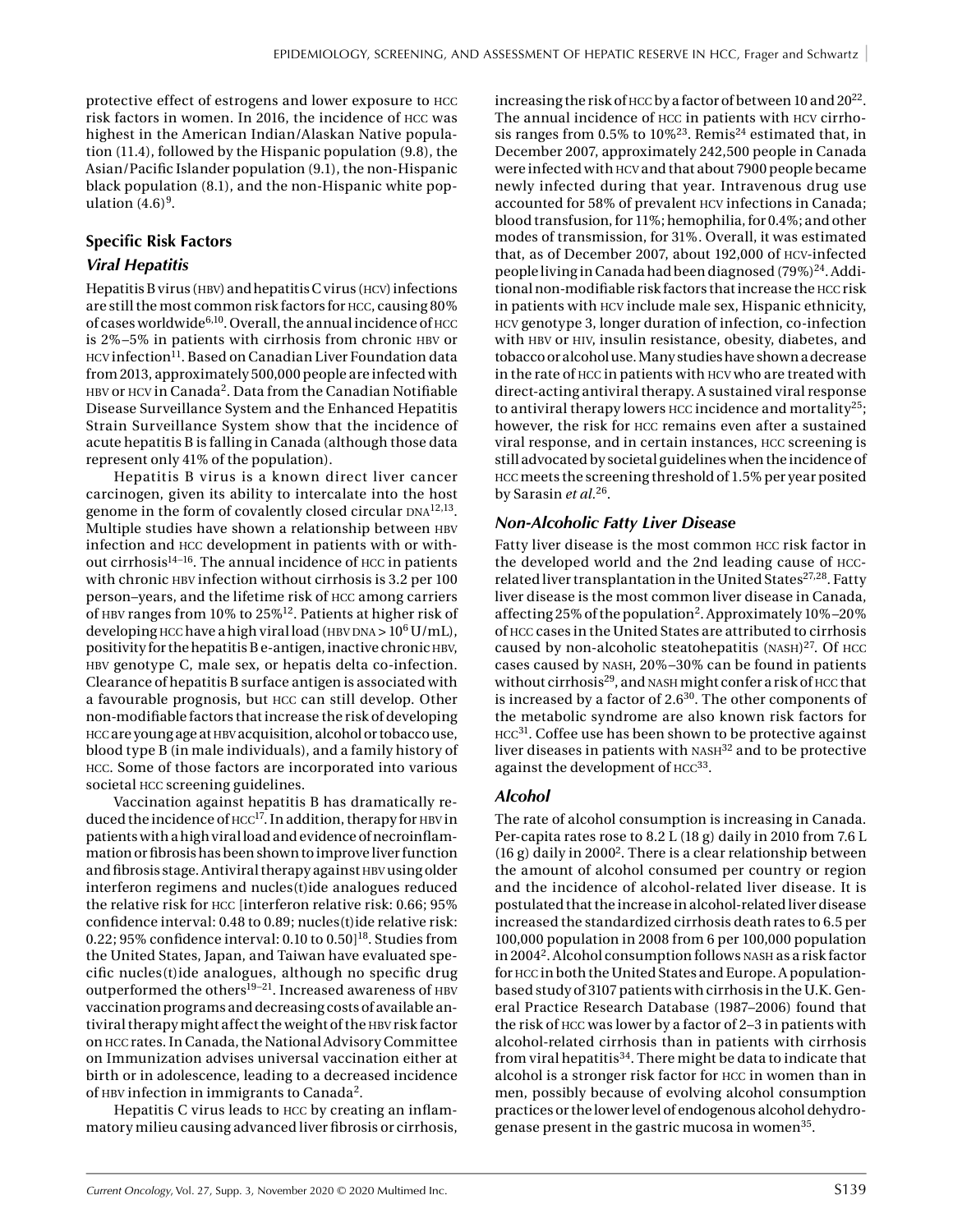protective effect of estrogens and lower exposure to HCC risk factors in women. In 2016, the incidence of HCC was highest in the American Indian/Alaskan Native population (11.4), followed by the Hispanic population (9.8), the Asian/Pacific Islander population (9.1), the non-Hispanic black population (8.1), and the non-Hispanic white population (4.6)[9].

## Specific Risk Factors

### *Viral Hepatitis*

Hepatitis B virus (HBV) and hepatitis C virus (HCV) infections are still the most common risk factors for HCC, causing 80% of cases worldwide[6,10]. Overall, the annual incidence of HCC is 2%–5% in patients with cirrhosis from chronic HBV or HCV infection[11]. Based on Canadian Liver Foundation data from 2013, approximately 500,000 people are infected with HBV or HCV in Canada[2]. Data from the Canadian Notifiable Disease Surveillance System and the Enhanced Hepatitis Strain Surveillance System show that the incidence of acute hepatitis B is falling in Canada (although those data represent only 41% of the population).

Hepatitis B virus is a known direct liver cancer carcinogen, given its ability to intercalate into the host genome in the form of covalently closed circular DNA[12,13]. Multiple studies have shown a relationship between HBV infection and HCC development in patients with or without cirrhosis[14–16]. The annual incidence of HCC in patients with chronic HBV infection without cirrhosis is 3.2 per 100 person–years, and the lifetime risk of HCC among carriers of HBV ranges from 10% to 25%[12]. Patients at higher risk of developing HCC have a high viral load (HBV DNA > $10^6$ U/mL), positivity for the hepatitis B e-antigen, inactive chronic HBV, HBV genotype C, male sex, or hepatis delta co-infection. Clearance of hepatitis B surface antigen is associated with a favourable prognosis, but HCC can still develop. Other non-modifiable factors that increase the risk of developing HCC are young age at HBV acquisition, alcohol or tobacco use, blood type B (in male individuals), and a family history of HCC. Some of those factors are incorporated into various societal HCC screening guidelines.

Vaccination against hepatitis B has dramatically reduced the incidence of HCC[17]. In addition, therapy for HBV in patients with a high viral load and evidence of necroinflammation or fibrosis has been shown to improve liver function and fibrosis stage. Antiviral therapy against HBV using older interferon regimens and nucles(t)ide analogues reduced the relative risk for HCC [interferon relative risk: 0.66; 95% confidence interval: 0.48 to 0.89; nucles(t)ide relative risk: 0.22; 95% confidence interval: 0.10 to 0.50][18]. Studies from the United States, Japan, and Taiwan have evaluated specific nucles(t)ide analogues, although no specific drug outperformed the others[19–21]. Increased awareness of HBV vaccination programs and decreasing costs of available antiviral therapy might affect the weight of the HBV risk factor on HCC rates. In Canada, the National Advisory Committee on Immunization advises universal vaccination either at birth or in adolescence, leading to a decreased incidence of HBV infection in immigrants to Canada[2].

Hepatitis C virus leads to HCC by creating an inflammatory milieu causing advanced liver fibrosis or cirrhosis, increasing the risk of HCC by a factor of between 10 and 20[22]. The annual incidence of HCC in patients with HCV cirrhosis ranges from 0.5% to 10%[23]. Remis[24] estimated that, in December 2007, approximately 242,500 people in Canada were infected with HCV and that about 7900 people became newly infected during that year. Intravenous drug use accounted for 58% of prevalent HCV infections in Canada; blood transfusion, for 11%; hemophilia, for 0.4%; and other modes of transmission, for 31%. Overall, it was estimated that, as of December 2007, about 192,000 of HCV-infected people living in Canada had been diagnosed (79%)[24]. Additional non-modifiable risk factors that increase the HCC risk in patients with HCV include male sex, Hispanic ethnicity, HCV genotype 3, longer duration of infection, co-infection with HBV or HIV, insulin resistance, obesity, diabetes, and tobacco or alcohol use. Many studies have shown a decrease in the rate of HCC in patients with HCV who are treated with direct-acting antiviral therapy. A sustained viral response to antiviral therapy lowers HCC incidence and mortality[25]; however, the risk for HCC remains even after a sustained viral response, and in certain instances, HCC screening is still advocated by societal guidelines when the incidence of HCC meets the screening threshold of 1.5% per year posited by Sarasin *et al.*[26].

### *Non-Alcoholic Fatty Liver Disease*

Fatty liver disease is the most common HCC risk factor in the developed world and the 2nd leading cause of HCC-related liver transplantation in the United States[27,28]. Fatty liver disease is the most common liver disease in Canada, affecting 25% of the population[2]. Approximately 10%–20% of HCC cases in the United States are attributed to cirrhosis caused by non-alcoholic steatohepatitis (NASH)[27]. Of HCC cases caused by NASH, 20%–30% can be found in patients without cirrhosis[29], and NASH might confer a risk of HCC that is increased by a factor of 2.6[30]. The other components of the metabolic syndrome are also known risk factors for HCC[31]. Coffee use has been shown to be protective against liver diseases in patients with NASH[32] and to be protective against the development of HCC[33].

### *Alcohol*

The rate of alcohol consumption is increasing in Canada. Per-capita rates rose to 8.2 L (18 g) daily in 2010 from 7.6 L (16 g) daily in 2000[2]. There is a clear relationship between the amount of alcohol consumed per country or region and the incidence of alcohol-related liver disease. It is postulated that the increase in alcohol-related liver disease increased the standardized cirrhosis death rates to 6.5 per 100,000 population in 2008 from 6 per 100,000 population in 2004[2]. Alcohol consumption follows NASH as a risk factor for HCC in both the United States and Europe. A population-based study of 3107 patients with cirrhosis in the U.K. General Practice Research Database (1987–2006) found that the risk of HCC was lower by a factor of 2–3 in patients with alcohol-related cirrhosis than in patients with cirrhosis from viral hepatitis[34]. There might be data to indicate that alcohol is a stronger risk factor for HCC in women than in men, possibly because of evolving alcohol consumption practices or the lower level of endogenous alcohol dehydrogenase present in the gastric mucosa in women[35].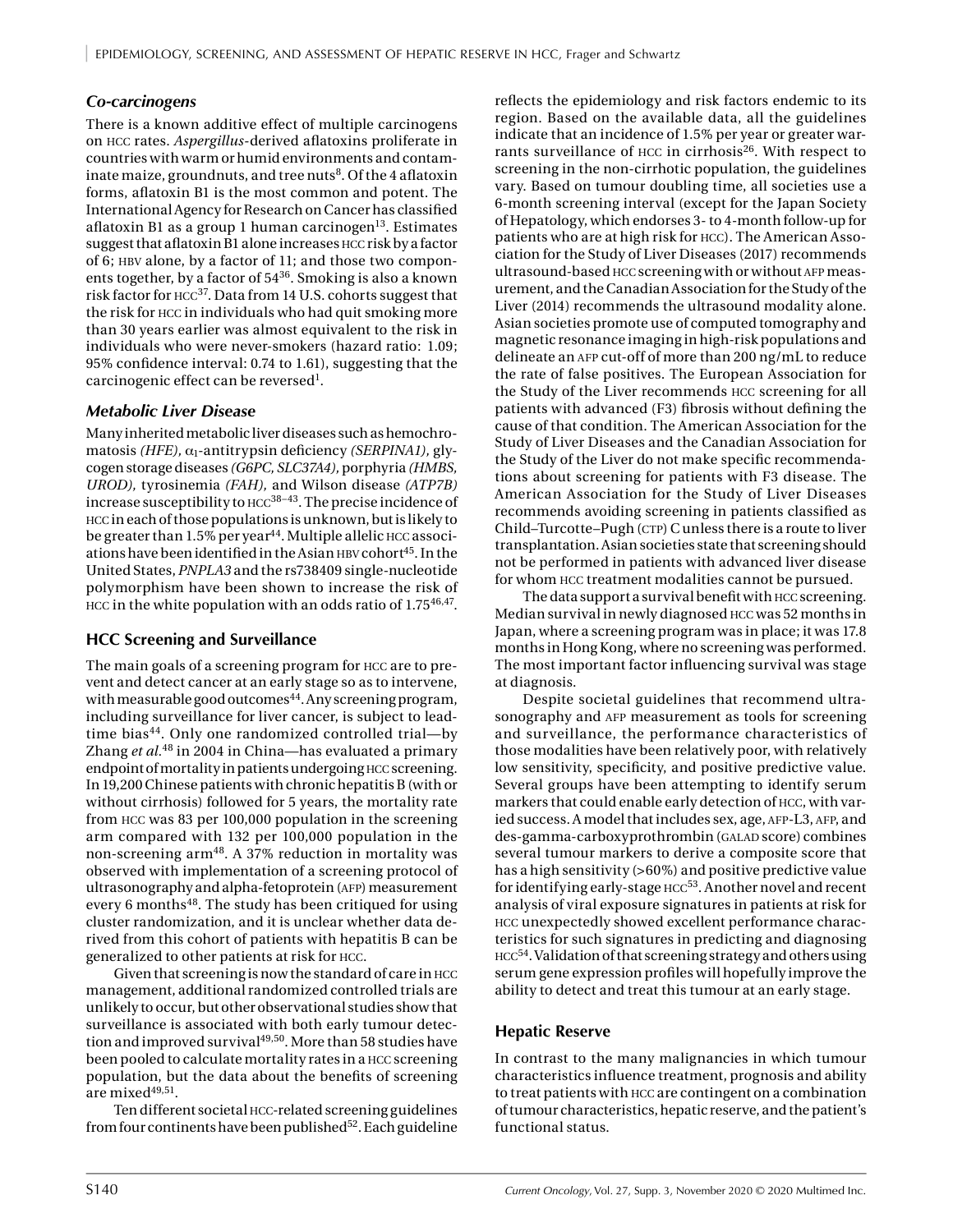### *Co-carcinogens*

There is a known additive effect of multiple carcinogens on HCC rates. *Aspergillus*-derived aflatoxins proliferate in countries with warm or humid environments and contaminate maize, groundnuts, and tree nuts[8]. Of the 4 aflatoxin forms, aflatoxin B1 is the most common and potent. The International Agency for Research on Cancer has classified aflatoxin B1 as a group 1 human carcinogen[13]. Estimates suggest that aflatoxin B1 alone increases HCC risk by a factor of 6; HBV alone, by a factor of 11; and those two components together, by a factor of 54[36]. Smoking is also a known risk factor for HCC[37]. Data from 14 U.S. cohorts suggest that the risk for HCC in individuals who had quit smoking more than 30 years earlier was almost equivalent to the risk in individuals who were never-smokers (hazard ratio: 1.09; 95% confidence interval: 0.74 to 1.61), suggesting that the carcinogenic effect can be reversed[1].

### *Metabolic Liver Disease*

Many inherited metabolic liver diseases such as hemochromatosis *(HFE)*, $\alpha_1$-antitrypsin deficiency *(SERPINA1)*, glycogen storage diseases *(G6PC, SLC37A4)*, porphyria *(HMBS, UROD)*, tyrosinemia *(FAH)*, and Wilson disease *(ATP7B)* increase susceptibility to HCC[38–43]. The precise incidence of HCC in each of those populations is unknown, but is likely to be greater than 1.5% per year[44]. Multiple allelic HCC associations have been identified in the Asian HBV cohort[45]. In the United States, *PNPLA3* and the rs738409 single-nucleotide polymorphism have been shown to increase the risk of HCC in the white population with an odds ratio of 1.75[46,47].

## HCC Screening and Surveillance

The main goals of a screening program for HCC are to prevent and detect cancer at an early stage so as to intervene, with measurable good outcomes[44]. Any screening program, including surveillance for liver cancer, is subject to lead-time bias[44]. Only one randomized controlled trial—by Zhang *et al.*[48] in 2004 in China—has evaluated a primary endpoint of mortality in patients undergoing HCC screening. In 19,200 Chinese patients with chronic hepatitis B (with or without cirrhosis) followed for 5 years, the mortality rate from HCC was 83 per 100,000 population in the screening arm compared with 132 per 100,000 population in the non-screening arm[48]. A 37% reduction in mortality was observed with implementation of a screening protocol of ultrasonography and alpha-fetoprotein (AFP) measurement every 6 months[48]. The study has been critiqued for using cluster randomization, and it is unclear whether data derived from this cohort of patients with hepatitis B can be generalized to other patients at risk for HCC.

Given that screening is now the standard of care in HCC management, additional randomized controlled trials are unlikely to occur, but other observational studies show that surveillance is associated with both early tumour detection and improved survival[49,50]. More than 58 studies have been pooled to calculate mortality rates in a HCC screening population, but the data about the benefits of screening are mixed[49,51].

Ten different societal HCC-related screening guidelines from four continents have been published[52]. Each guideline reflects the epidemiology and risk factors endemic to its region. Based on the available data, all the guidelines indicate that an incidence of 1.5% per year or greater warrants surveillance of HCC in cirrhosis[26]. With respect to screening in the non-cirrhotic population, the guidelines vary. Based on tumour doubling time, all societies use a 6-month screening interval (except for the Japan Society of Hepatology, which endorses 3- to 4-month follow-up for patients who are at high risk for HCC). The American Association for the Study of Liver Diseases (2017) recommends ultrasound-based HCC screening with or without AFP measurement, and the Canadian Association for the Study of the Liver (2014) recommends the ultrasound modality alone. Asian societies promote use of computed tomography and magnetic resonance imaging in high-risk populations and delineate an AFP cut-off of more than 200 ng/mL to reduce the rate of false positives. The European Association for the Study of the Liver recommends HCC screening for all patients with advanced (F3) fibrosis without defining the cause of that condition. The American Association for the Study of Liver Diseases and the Canadian Association for the Study of the Liver do not make specific recommendations about screening for patients with F3 disease. The American Association for the Study of Liver Diseases recommends avoiding screening in patients classified as Child–Turcotte–Pugh (CTP) C unless there is a route to liver transplantation. Asian societies state that screening should not be performed in patients with advanced liver disease for whom HCC treatment modalities cannot be pursued.

The data support a survival benefit with HCC screening. Median survival in newly diagnosed HCC was 52 months in Japan, where a screening program was in place; it was 17.8 months in Hong Kong, where no screening was performed. The most important factor influencing survival was stage at diagnosis.

Despite societal guidelines that recommend ultrasonography and AFP measurement as tools for screening and surveillance, the performance characteristics of those modalities have been relatively poor, with relatively low sensitivity, specificity, and positive predictive value. Several groups have been attempting to identify serum markers that could enable early detection of HCC, with varied success. A model that includes sex, age, AFP-L3, AFP, and des-gamma-carboxyprothrombin (GALAD score) combines several tumour markers to derive a composite score that has a high sensitivity (>60%) and positive predictive value for identifying early-stage HCC[53]. Another novel and recent analysis of viral exposure signatures in patients at risk for HCC unexpectedly showed excellent performance characteristics for such signatures in predicting and diagnosing HCC[54]. Validation of that screening strategy and others using serum gene expression profiles will hopefully improve the ability to detect and treat this tumour at an early stage.

## Hepatic Reserve

In contrast to the many malignancies in which tumour characteristics influence treatment, prognosis and ability to treat patients with HCC are contingent on a combination of tumour characteristics, hepatic reserve, and the patient's functional status.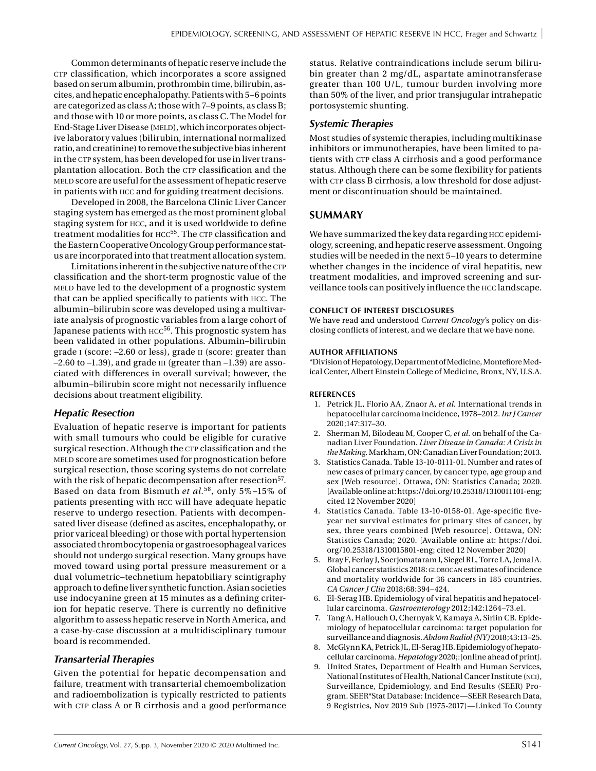Common determinants of hepatic reserve include the CTP classification, which incorporates a score assigned based on serum albumin, prothrombin time, bilirubin, ascites, and hepatic encephalopathy. Patients with 5–6 points are categorized as class A; those with 7–9 points, as class B; and those with 10 or more points, as class C. The Model for End-Stage Liver Disease (MELD), which incorporates objective laboratory values (bilirubin, international normalized ratio, and creatinine) to remove the subjective bias inherent in the CTP system, has been developed for use in liver transplantation allocation. Both the CTP classification and the MELD score are useful for the assessment of hepatic reserve in patients with HCC and for guiding treatment decisions.

Developed in 2008, the Barcelona Clinic Liver Cancer staging system has emerged as the most prominent global staging system for HCC, and it is used worldwide to define treatment modalities for HCC[55]. The CTP classification and the Eastern Cooperative Oncology Group performance status are incorporated into that treatment allocation system.

Limitations inherent in the subjective nature of the CTP classification and the short-term prognostic value of the MELD have led to the development of a prognostic system that can be applied specifically to patients with HCC. The albumin–bilirubin score was developed using a multivariate analysis of prognostic variables from a large cohort of Japanese patients with HCC[56]. This prognostic system has been validated in other populations. Albumin–bilirubin grade I (score: –2.60 or less), grade II (score: greater than –2.60 to –1.39), and grade III (greater than –1.39) are associated with differences in overall survival; however, the albumin–bilirubin score might not necessarily influence decisions about treatment eligibility.

### *Hepatic Resection*

Evaluation of hepatic reserve is important for patients with small tumours who could be eligible for curative surgical resection. Although the CTP classification and the MELD score are sometimes used for prognostication before surgical resection, those scoring systems do not correlate with the risk of hepatic decompensation after resection[57]. Based on data from Bismuth *et al.*[58], only 5%–15% of patients presenting with HCC will have adequate hepatic reserve to undergo resection. Patients with decompensated liver disease (defined as ascites, encephalopathy, or prior variceal bleeding) or those with portal hypertension associated thrombocytopenia or gastroesophageal varices should not undergo surgical resection. Many groups have moved toward using portal pressure measurement or a dual volumetric–technetium hepatobiliary scintigraphy approach to define liver synthetic function. Asian societies use indocyanine green at 15 minutes as a defining criterion for hepatic reserve. There is currently no definitive algorithm to assess hepatic reserve in North America, and a case-by-case discussion at a multidisciplinary tumour board is recommended.

### *Transarterial Therapies*

Given the potential for hepatic decompensation and failure, treatment with transarterial chemoembolization and radioembolization is typically restricted to patients with CTP class A or B cirrhosis and a good performance status. Relative contraindications include serum bilirubin greater than 2 mg/dL, aspartate aminotransferase greater than 100 U/L, tumour burden involving more than 50% of the liver, and prior transjugular intrahepatic portosystemic shunting.

### *Systemic Therapies*

Most studies of systemic therapies, including multikinase inhibitors or immunotherapies, have been limited to patients with CTP class A cirrhosis and a good performance status. Although there can be some flexibility for patients with CTP class B cirrhosis, a low threshold for dose adjustment or discontinuation should be maintained.

## SUMMARY

We have summarized the key data regarding HCC epidemiology, screening, and hepatic reserve assessment. Ongoing studies will be needed in the next 5–10 years to determine whether changes in the incidence of viral hepatitis, new treatment modalities, and improved screening and surveillance tools can positively influence the HCC landscape.

#### CONFLICT OF INTEREST DISCLOSURES

We have read and understood *Current Oncology*'s policy on disclosing conflicts of interest, and we declare that we have none.

#### AUTHOR AFFILIATIONS

*Division of Hepatology, Department of Medicine, Montefiore Medical Center, Albert Einstein College of Medicine, Bronx, NY, U.S.A.

#### REFERENCES

1. Petrick JL, Florio AA, Znaor A, *et al.* International trends in hepatocellular carcinoma incidence, 1978–2012. *Int J Cancer* 2020;147:317–30.
2. Sherman M, Bilodeau M, Cooper C, *et al.* on behalf of the Canadian Liver Foundation. *Liver Disease in Canada: A Crisis in the Making.* Markham, ON: Canadian Liver Foundation; 2013.
3. Statistics Canada. Table 13-10-0111-01. Number and rates of new cases of primary cancer, by cancer type, age group and sex [Web resource]. Ottawa, ON: Statistics Canada; 2020. [Available online at: https://doi.org/10.25318/1310011101-eng; cited 12 November 2020]
4. Statistics Canada. Table 13-10-0158-01. Age-specific five-year net survival estimates for primary sites of cancer, by sex, three years combined [Web resource]. Ottawa, ON: Statistics Canada; 2020. [Available online at: https://doi.org/10.25318/1310015801-eng; cited 12 November 2020]
5. Bray F, Ferlay J, Soerjomataram I, Siegel RL, Torre LA, Jemal A. Global cancer statistics 2018: GLOBOCAN estimates of incidence and mortality worldwide for 36 cancers in 185 countries. *CA Cancer J Clin* 2018;68:394–424.
6. El-Serag HB. Epidemiology of viral hepatitis and hepatocellular carcinoma. *Gastroenterology* 2012;142:1264–73.e1.
7. Tang A, Hallouch O, Chernyak V, Kamaya A, Sirlin CB. Epidemiology of hepatocellular carcinoma: target population for surveillance and diagnosis. *Abdom Radiol (NY)* 2018;43:13–25.
8. McGlynn KA, Petrick JL, El-Serag HB. Epidemiology of hepatocellular carcinoma. *Hepatology* 2020;:[online ahead of print].
9. United States, Department of Health and Human Services, National Institutes of Health, National Cancer Institute (NCI), Surveillance, Epidemiology, and End Results (SEER) Program. SEER*Stat Database: Incidence—SEER Research Data, 9 Registries, Nov 2019 Sub (1975-2017)—Linked To County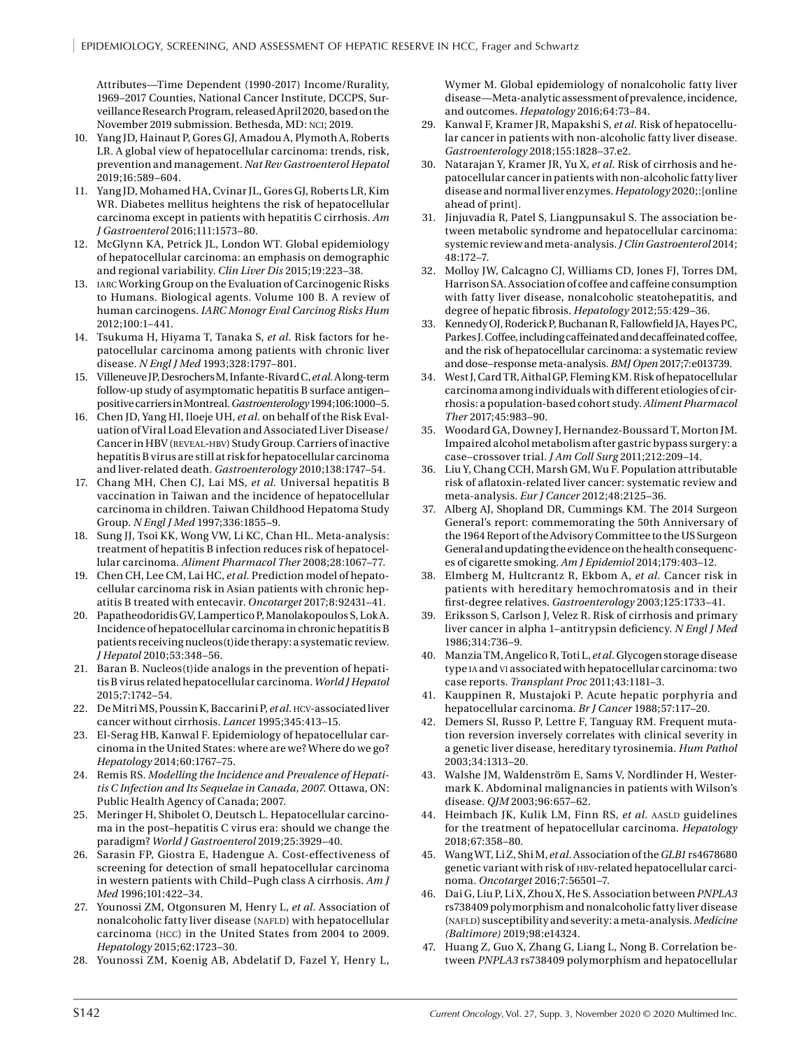Attributes—Time Dependent (1990-2017) Income/Rurality, 1969–2017 Counties, National Cancer Institute, DCCPS, Surveillance Research Program, released April 2020, based on the November 2019 submission. Bethesda, MD: NCI; 2019.

10. Yang JD, Hainaut P, Gores GJ, Amadou A, Plymoth A, Roberts LR. A global view of hepatocellular carcinoma: trends, risk, prevention and management. *Nat Rev Gastroenterol Hepatol* 2019;16:589–604.
11. Yang JD, Mohamed HA, Cvinar JL, Gores GJ, Roberts LR, Kim WR. Diabetes mellitus heightens the risk of hepatocellular carcinoma except in patients with hepatitis C cirrhosis. *Am J Gastroenterol* 2016;111:1573–80.
12. McGlynn KA, Petrick JL, London WT. Global epidemiology of hepatocellular carcinoma: an emphasis on demographic and regional variability. *Clin Liver Dis* 2015;19:223–38.
13. IARC Working Group on the Evaluation of Carcinogenic Risks to Humans. Biological agents. Volume 100 B. A review of human carcinogens. *IARC Monogr Eval Carcinog Risks Hum* 2012;100:1–441.
14. Tsukuma H, Hiyama T, Tanaka S, *et al.* Risk factors for hepatocellular carcinoma among patients with chronic liver disease. *N Engl J Med* 1993;328:1797–801.
15. Villeneuve JP, Desrochers M, Infante-Rivard C, *et al.* A long-term follow-up study of asymptomatic hepatitis B surface antigen–positive carriers in Montreal. *Gastroenterology* 1994;106:1000–5.
16. Chen JD, Yang HI, Iloeje UH, *et al.* on behalf of the Risk Evaluation of Viral Load Elevation and Associated Liver Disease/Cancer in HBV (REVEAL-HBV) Study Group. Carriers of inactive hepatitis B virus are still at risk for hepatocellular carcinoma and liver-related death. *Gastroenterology* 2010;138:1747–54.
17. Chang MH, Chen CJ, Lai MS, *et al.* Universal hepatitis B vaccination in Taiwan and the incidence of hepatocellular carcinoma in children. Taiwan Childhood Hepatoma Study Group. *N Engl J Med* 1997;336:1855–9.
18. Sung JJ, Tsoi KK, Wong VW, Li KC, Chan HL. Meta-analysis: treatment of hepatitis B infection reduces risk of hepatocellular carcinoma. *Aliment Pharmacol Ther* 2008;28:1067–77.
19. Chen CH, Lee CM, Lai HC, *et al.* Prediction model of hepatocellular carcinoma risk in Asian patients with chronic hepatitis B treated with entecavir. *Oncotarget* 2017;8:92431–41.
20. Papatheodoridis GV, Lampertico P, Manolakopoulos S, Lok A. Incidence of hepatocellular carcinoma in chronic hepatitis B patients receiving nucleos(t)ide therapy: a systematic review. *J Hepatol* 2010;53:348–56.
21. Baran B. Nucleos(t)ide analogs in the prevention of hepatitis B virus related hepatocellular carcinoma. *World J Hepatol* 2015;7:1742–54.
22. De Mitri MS, Poussin K, Baccarini P, *et al.* HCV-associated liver cancer without cirrhosis. *Lancet* 1995;345:413–15.
23. El-Serag HB, Kanwal F. Epidemiology of hepatocellular carcinoma in the United States: where are we? Where do we go? *Hepatology* 2014;60:1767–75.
24. Remis RS. *Modelling the Incidence and Prevalence of Hepatitis C Infection and Its Sequelae in Canada, 2007.* Ottawa, ON: Public Health Agency of Canada; 2007.
25. Meringer H, Shibolet O, Deutsch L. Hepatocellular carcinoma in the post–hepatitis C virus era: should we change the paradigm? *World J Gastroenterol* 2019;25:3929–40.
26. Sarasin FP, Giostra E, Hadengue A. Cost-effectiveness of screening for detection of small hepatocellular carcinoma in western patients with Child–Pugh class A cirrhosis. *Am J Med* 1996;101:422–34.
27. Younossi ZM, Otgonsuren M, Henry L, *et al.* Association of nonalcoholic fatty liver disease (NAFLD) with hepatocellular carcinoma (HCC) in the United States from 2004 to 2009. *Hepatology* 2015;62:1723–30.
28. Younossi ZM, Koenig AB, Abdelatif D, Fazel Y, Henry L, Wymer M. Global epidemiology of nonalcoholic fatty liver disease—Meta-analytic assessment of prevalence, incidence, and outcomes. *Hepatology* 2016;64:73–84.
29. Kanwal F, Kramer JR, Mapakshi S, *et al.* Risk of hepatocellular cancer in patients with non-alcoholic fatty liver disease. *Gastroenterology* 2018;155:1828–37.e2.
30. Natarajan Y, Kramer JR, Yu X, *et al.* Risk of cirrhosis and hepatocellular cancer in patients with non-alcoholic fatty liver disease and normal liver enzymes. *Hepatology* 2020;:[online ahead of print].
31. Jinjuvadia R, Patel S, Liangpunsakul S. The association between metabolic syndrome and hepatocellular carcinoma: systemic review and meta-analysis. *J Clin Gastroenterol* 2014; 48:172–7.
32. Molloy JW, Calcagno CJ, Williams CD, Jones FJ, Torres DM, Harrison SA. Association of coffee and caffeine consumption with fatty liver disease, nonalcoholic steatohepatitis, and degree of hepatic fibrosis. *Hepatology* 2012;55:429–36.
33. Kennedy OJ, Roderick P, Buchanan R, Fallowfield JA, Hayes PC, Parkes J. Coffee, including caffeinated and decaffeinated coffee, and the risk of hepatocellular carcinoma: a systematic review and dose–response meta-analysis. *BMJ Open* 2017;7:e013739.
34. West J, Card TR, Aithal GP, Fleming KM. Risk of hepatocellular carcinoma among individuals with different etiologies of cirrhosis: a population-based cohort study. *Aliment Pharmacol Ther* 2017;45:983–90.
35. Woodard GA, Downey J, Hernandez-Boussard T, Morton JM. Impaired alcohol metabolism after gastric bypass surgery: a case–crossover trial. *J Am Coll Surg* 2011;212:209–14.
36. Liu Y, Chang CCH, Marsh GM, Wu F. Population attributable risk of aflatoxin-related liver cancer: systematic review and meta-analysis. *Eur J Cancer* 2012;48:2125–36.
37. Alberg AJ, Shopland DR, Cummings KM. The 2014 Surgeon General's report: commemorating the 50th Anniversary of the 1964 Report of the Advisory Committee to the US Surgeon General and updating the evidence on the health consequences of cigarette smoking. *Am J Epidemiol* 2014;179:403–12.
38. Elmberg M, Hultcrantz R, Ekbom A, *et al.* Cancer risk in patients with hereditary hemochromatosis and in their first-degree relatives. *Gastroenterology* 2003;125:1733–41.
39. Eriksson S, Carlson J, Velez R. Risk of cirrhosis and primary liver cancer in alpha 1–antitrypsin deficiency. *N Engl J Med* 1986;314:736–9.
40. Manzia TM, Angelico R, Toti L, *et al.* Glycogen storage disease type IA and VI associated with hepatocellular carcinoma: two case reports. *Transplant Proc* 2011;43:1181–3.
41. Kauppinen R, Mustajoki P. Acute hepatic porphyria and hepatocellular carcinoma. *Br J Cancer* 1988;57:117–20.
42. Demers SI, Russo P, Lettre F, Tanguay RM. Frequent mutation reversion inversely correlates with clinical severity in a genetic liver disease, hereditary tyrosinemia. *Hum Pathol* 2003;34:1313–20.
43. Walshe JM, Waldenström E, Sams V, Nordlinder H, Westermark K. Abdominal malignancies in patients with Wilson's disease. *QJM* 2003;96:657–62.
44. Heimbach JK, Kulik LM, Finn RS, *et al.* AASLD guidelines for the treatment of hepatocellular carcinoma. *Hepatology* 2018;67:358–80.
45. Wang WT, Li Z, Shi M, *et al.* Association of the *GLB1* rs4678680 genetic variant with risk of HBV-related hepatocellular carcinoma. *Oncotarget* 2016;7:56501–7.
46. Dai G, Liu P, Li X, Zhou X, He S. Association between *PNPLA3* rs738409 polymorphism and nonalcoholic fatty liver disease (NAFLD) susceptibility and severity: a meta-analysis. *Medicine (Baltimore)* 2019;98:e14324.
47. Huang Z, Guo X, Zhang G, Liang L, Nong B. Correlation between *PNPLA3* rs738409 polymorphism and hepatocellular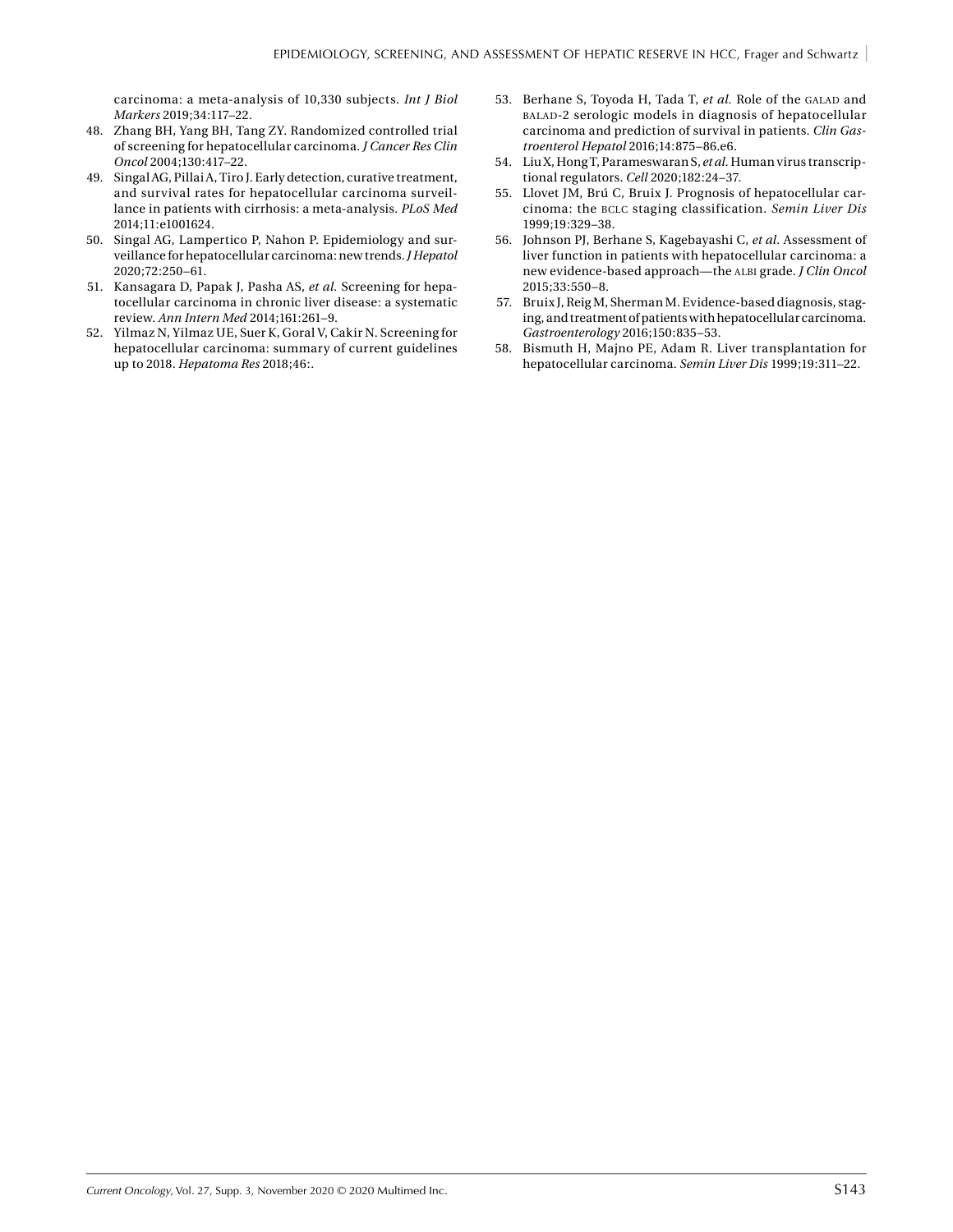carcinoma: a meta-analysis of 10,330 subjects. *Int J Biol Markers* 2019;34:117–22.

48. Zhang BH, Yang BH, Tang ZY. Randomized controlled trial of screening for hepatocellular carcinoma. *J Cancer Res Clin Oncol* 2004;130:417–22.
49. Singal AG, Pillai A, Tiro J. Early detection, curative treatment, and survival rates for hepatocellular carcinoma surveillance in patients with cirrhosis: a meta-analysis. *PLoS Med* 2014;11:e1001624.
50. Singal AG, Lampertico P, Nahon P. Epidemiology and surveillance for hepatocellular carcinoma: new trends. *J Hepatol* 2020;72:250–61.
51. Kansagara D, Papak J, Pasha AS, *et al.* Screening for hepatocellular carcinoma in chronic liver disease: a systematic review. *Ann Intern Med* 2014;161:261–9.
52. Yilmaz N, Yilmaz UE, Suer K, Goral V, Cakir N. Screening for hepatocellular carcinoma: summary of current guidelines up to 2018. *Hepatoma Res* 2018;46:.
53. Berhane S, Toyoda H, Tada T, *et al.* Role of the GALAD and BALAD-2 serologic models in diagnosis of hepatocellular carcinoma and prediction of survival in patients. *Clin Gastroenterol Hepatol* 2016;14:875–86.e6.
54. Liu X, Hong T, Parameswaran S, *et al.* Human virus transcriptional regulators. *Cell* 2020;182:24–37.
55. Llovet JM, Brú C, Bruix J. Prognosis of hepatocellular carcinoma: the BCLC staging classification. *Semin Liver Dis* 1999;19:329–38.
56. Johnson PJ, Berhane S, Kagebayashi C, *et al.* Assessment of liver function in patients with hepatocellular carcinoma: a new evidence-based approach—the ALBI grade. *J Clin Oncol* 2015;33:550–8.
57. Bruix J, Reig M, Sherman M. Evidence-based diagnosis, staging, and treatment of patients with hepatocellular carcinoma. *Gastroenterology* 2016;150:835–53.
58. Bismuth H, Majno PE, Adam R. Liver transplantation for hepatocellular carcinoma. *Semin Liver Dis* 1999;19:311–22.